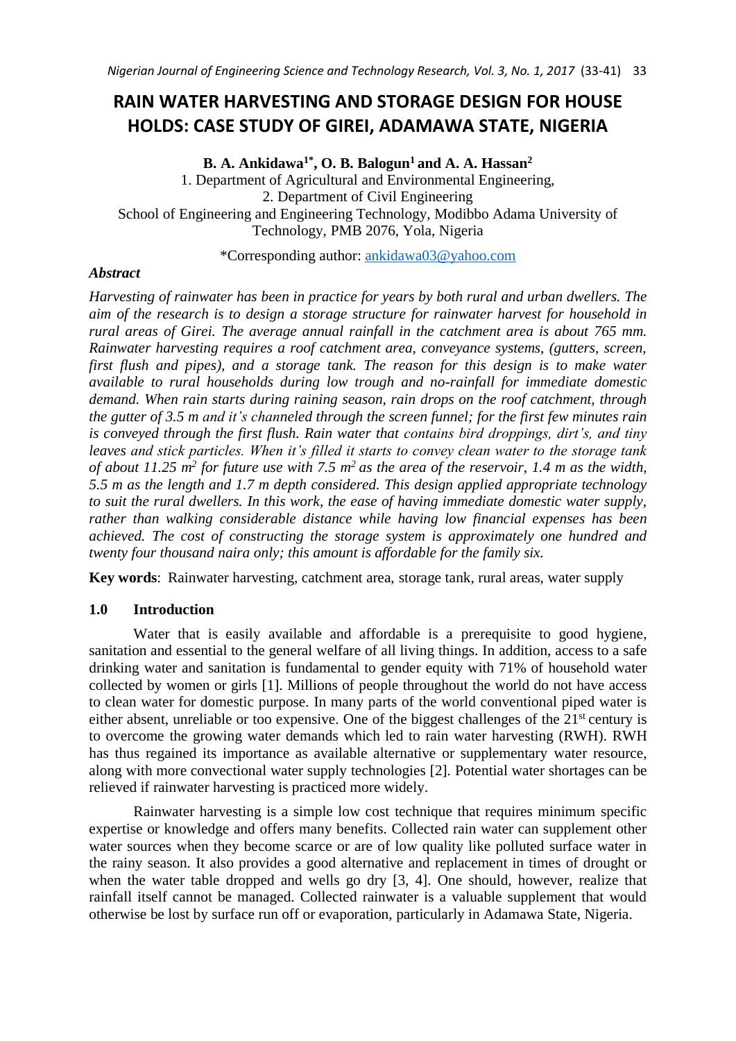# RAIN WATER HARVESTING AND STORAGE DESIGN FOR HOUSE HOLDS: CASE STUDY OF GIREI, ADAMAWA STATE, NIGERIA

**B. A. Ankidawa[1*], O. B. Balogun[1] and A. A. Hassan[2]**

1. Department of Agricultural and Environmental Engineering,
2. Department of Civil Engineering

School of Engineering and Engineering Technology, Modibbo Adama University of Technology, PMB 2076, Yola, Nigeria

*Corresponding author: ankidawa03@yahoo.com

### *Abstract*

*Harvesting of rainwater has been in practice for years by both rural and urban dwellers. The aim of the research is to design a storage structure for rainwater harvest for household in rural areas of Girei. The average annual rainfall in the catchment area is about 765 mm. Rainwater harvesting requires a roof catchment area, conveyance systems, (gutters, screen, first flush and pipes), and a storage tank. The reason for this design is to make water available to rural households during low trough and no-rainfall for immediate domestic demand. When rain starts during raining season, rain drops on the roof catchment, through the gutter of 3.5 m and it's channeled through the screen funnel; for the first few minutes rain is conveyed through the first flush. Rain water that contains bird droppings, dirt's, and tiny leaves and stick particles. When it's filled it starts to convey clean water to the storage tank of about 11.25 m² for future use with 7.5 m² as the area of the reservoir, 1.4 m as the width, 5.5 m as the length and 1.7 m depth considered. This design applied appropriate technology to suit the rural dwellers. In this work, the ease of having immediate domestic water supply, rather than walking considerable distance while having low financial expenses has been achieved. The cost of constructing the storage system is approximately one hundred and twenty four thousand naira only; this amount is affordable for the family six.*

**Key words**: Rainwater harvesting, catchment area, storage tank, rural areas, water supply

## 1.0 Introduction

Water that is easily available and affordable is a prerequisite to good hygiene, sanitation and essential to the general welfare of all living things. In addition, access to a safe drinking water and sanitation is fundamental to gender equity with 71% of household water collected by women or girls [1]. Millions of people throughout the world do not have access to clean water for domestic purpose. In many parts of the world conventional piped water is either absent, unreliable or too expensive. One of the biggest challenges of the 21st century is to overcome the growing water demands which led to rain water harvesting (RWH). RWH has thus regained its importance as available alternative or supplementary water resource, along with more convectional water supply technologies [2]. Potential water shortages can be relieved if rainwater harvesting is practiced more widely.

Rainwater harvesting is a simple low cost technique that requires minimum specific expertise or knowledge and offers many benefits. Collected rain water can supplement other water sources when they become scarce or are of low quality like polluted surface water in the rainy season. It also provides a good alternative and replacement in times of drought or when the water table dropped and wells go dry [3, 4]. One should, however, realize that rainfall itself cannot be managed. Collected rainwater is a valuable supplement that would otherwise be lost by surface run off or evaporation, particularly in Adamawa State, Nigeria.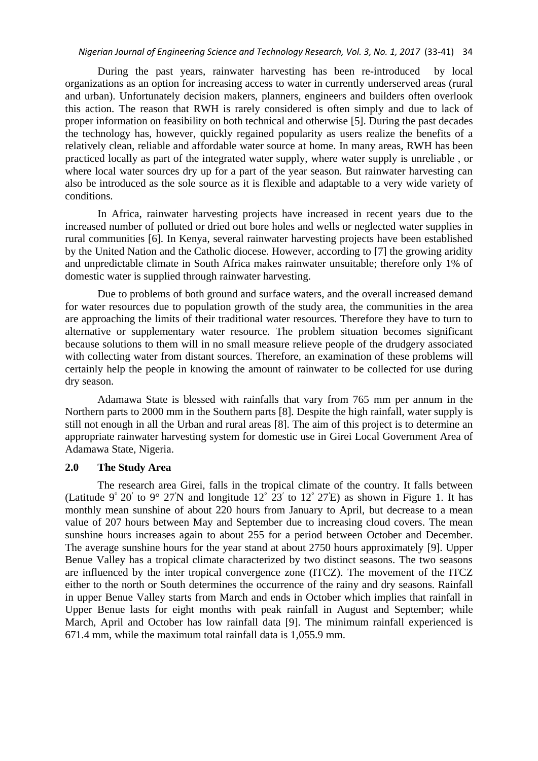During the past years, rainwater harvesting has been re-introduced by local organizations as an option for increasing access to water in currently underserved areas (rural and urban). Unfortunately decision makers, planners, engineers and builders often overlook this action. The reason that RWH is rarely considered is often simply and due to lack of proper information on feasibility on both technical and otherwise [5]. During the past decades the technology has, however, quickly regained popularity as users realize the benefits of a relatively clean, reliable and affordable water source at home. In many areas, RWH has been practiced locally as part of the integrated water supply, where water supply is unreliable , or where local water sources dry up for a part of the year season. But rainwater harvesting can also be introduced as the sole source as it is flexible and adaptable to a very wide variety of conditions.

In Africa, rainwater harvesting projects have increased in recent years due to the increased number of polluted or dried out bore holes and wells or neglected water supplies in rural communities [6]. In Kenya, several rainwater harvesting projects have been established by the United Nation and the Catholic diocese. However, according to [7] the growing aridity and unpredictable climate in South Africa makes rainwater unsuitable; therefore only 1% of domestic water is supplied through rainwater harvesting.

Due to problems of both ground and surface waters, and the overall increased demand for water resources due to population growth of the study area, the communities in the area are approaching the limits of their traditional water resources. Therefore they have to turn to alternative or supplementary water resource. The problem situation becomes significant because solutions to them will in no small measure relieve people of the drudgery associated with collecting water from distant sources. Therefore, an examination of these problems will certainly help the people in knowing the amount of rainwater to be collected for use during dry season.

Adamawa State is blessed with rainfalls that vary from 765 mm per annum in the Northern parts to 2000 mm in the Southern parts [8]. Despite the high rainfall, water supply is still not enough in all the Urban and rural areas [8]. The aim of this project is to determine an appropriate rainwater harvesting system for domestic use in Girei Local Government Area of Adamawa State, Nigeria.

## 2.0 The Study Area

The research area Girei, falls in the tropical climate of the country. It falls between (Latitude 9° 20′ to 9° 27′N and longitude 12° 23′ to 12° 27′E) as shown in Figure 1. It has monthly mean sunshine of about 220 hours from January to April, but decrease to a mean value of 207 hours between May and September due to increasing cloud covers. The mean sunshine hours increases again to about 255 for a period between October and December. The average sunshine hours for the year stand at about 2750 hours approximately [9]. Upper Benue Valley has a tropical climate characterized by two distinct seasons. The two seasons are influenced by the inter tropical convergence zone (ITCZ). The movement of the ITCZ either to the north or South determines the occurrence of the rainy and dry seasons. Rainfall in upper Benue Valley starts from March and ends in October which implies that rainfall in Upper Benue lasts for eight months with peak rainfall in August and September; while March, April and October has low rainfall data [9]. The minimum rainfall experienced is 671.4 mm, while the maximum total rainfall data is 1,055.9 mm.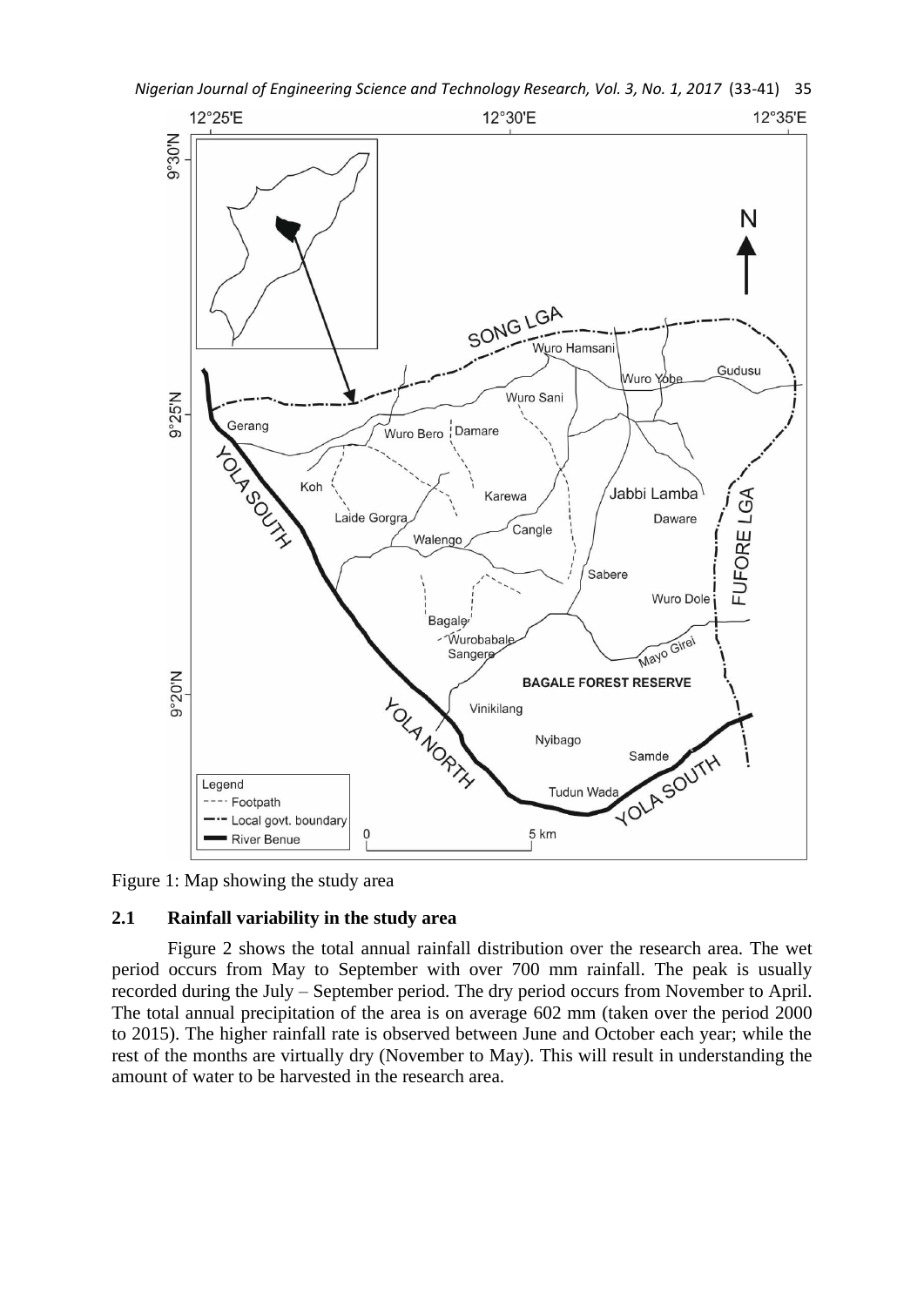Figure 1: Map showing the study area

### 2.1 Rainfall variability in the study area

Figure 2 shows the total annual rainfall distribution over the research area. The wet period occurs from May to September with over 700 mm rainfall. The peak is usually recorded during the July – September period. The dry period occurs from November to April. The total annual precipitation of the area is on average 602 mm (taken over the period 2000 to 2015). The higher rainfall rate is observed between June and October each year; while the rest of the months are virtually dry (November to May). This will result in understanding the amount of water to be harvested in the research area.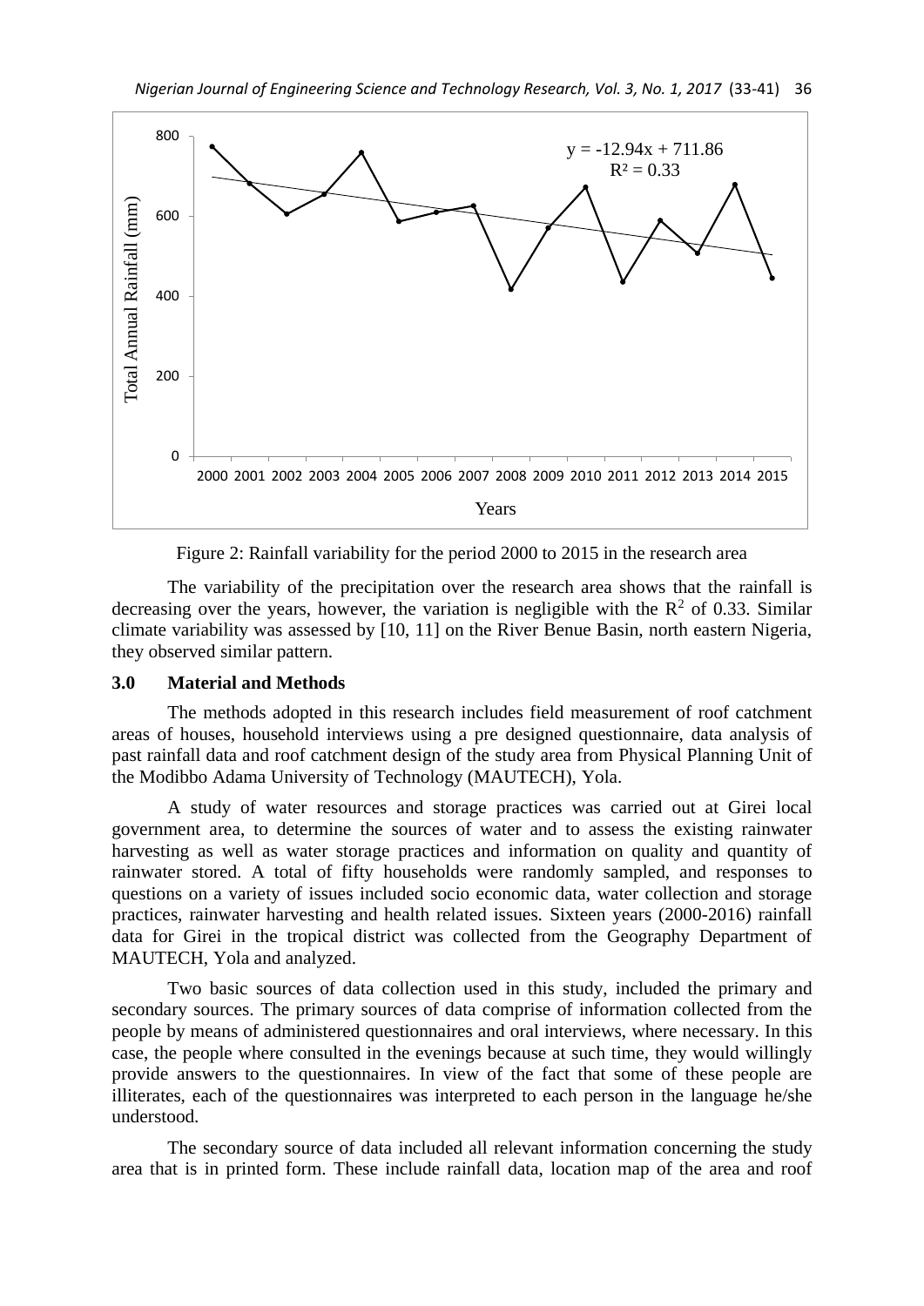Figure 2: Rainfall variability for the period 2000 to 2015 in the research area

The variability of the precipitation over the research area shows that the rainfall is decreasing over the years, however, the variation is negligible with the $R^2$ of 0.33. Similar climate variability was assessed by [10, 11] on the River Benue Basin, north eastern Nigeria, they observed similar pattern.

## 3.0 Material and Methods

The methods adopted in this research includes field measurement of roof catchment areas of houses, household interviews using a pre designed questionnaire, data analysis of past rainfall data and roof catchment design of the study area from Physical Planning Unit of the Modibbo Adama University of Technology (MAUTECH), Yola.

A study of water resources and storage practices was carried out at Girei local government area, to determine the sources of water and to assess the existing rainwater harvesting as well as water storage practices and information on quality and quantity of rainwater stored. A total of fifty households were randomly sampled, and responses to questions on a variety of issues included socio economic data, water collection and storage practices, rainwater harvesting and health related issues. Sixteen years (2000-2016) rainfall data for Girei in the tropical district was collected from the Geography Department of MAUTECH, Yola and analyzed.

Two basic sources of data collection used in this study, included the primary and secondary sources. The primary sources of data comprise of information collected from the people by means of administered questionnaires and oral interviews, where necessary. In this case, the people where consulted in the evenings because at such time, they would willingly provide answers to the questionnaires. In view of the fact that some of these people are illiterates, each of the questionnaires was interpreted to each person in the language he/she understood.

The secondary source of data included all relevant information concerning the study area that is in printed form. These include rainfall data, location map of the area and roof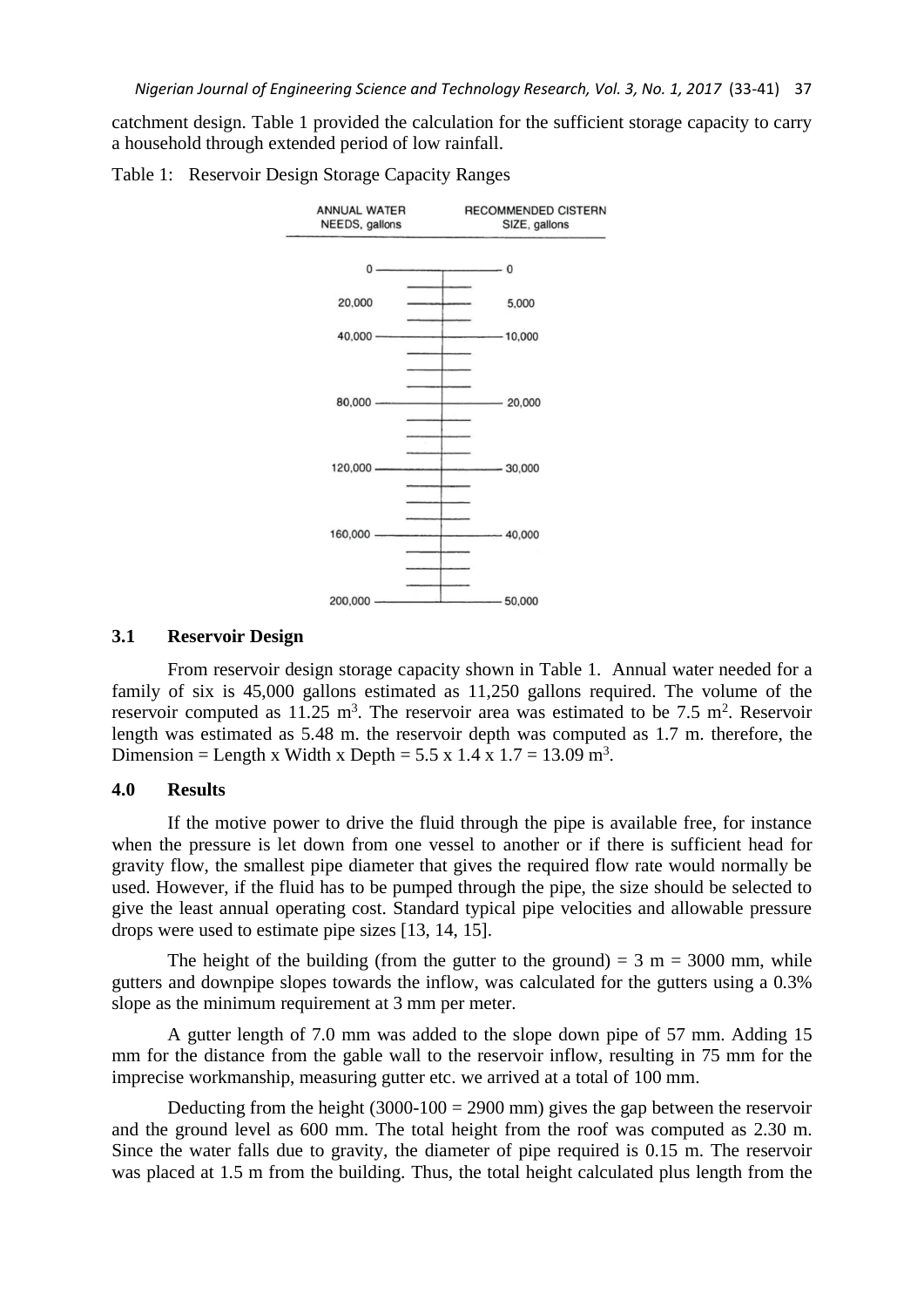catchment design. Table 1 provided the calculation for the sufficient storage capacity to carry a household through extended period of low rainfall.

Table 1: Reservoir Design Storage Capacity Ranges

| ANNUAL WATER NEEDS, gallons | RECOMMENDED CISTERN SIZE, gallons |
|---|---|
| 0 | 0 |
| 20,000 | 5,000 |
| 40,000 | 10,000 |
| 80,000 | 20,000 |
| 120,000 | 30,000 |
| 160,000 | 40,000 |
| 200,000 | 50,000 |

### 3.1 Reservoir Design

From reservoir design storage capacity shown in Table 1. Annual water needed for a family of six is 45,000 gallons estimated as 11,250 gallons required. The volume of the reservoir computed as 11.25 $m^3$. The reservoir area was estimated to be 7.5 $m^2$. Reservoir length was estimated as 5.48 m. the reservoir depth was computed as 1.7 m. therefore, the Dimension = Length x Width x Depth = 5.5 x 1.4 x 1.7 = 13.09 $m^3$.

## 4.0 Results

If the motive power to drive the fluid through the pipe is available free, for instance when the pressure is let down from one vessel to another or if there is sufficient head for gravity flow, the smallest pipe diameter that gives the required flow rate would normally be used. However, if the fluid has to be pumped through the pipe, the size should be selected to give the least annual operating cost. Standard typical pipe velocities and allowable pressure drops were used to estimate pipe sizes [13, 14, 15].

The height of the building (from the gutter to the ground) = 3 m = 3000 mm, while gutters and downpipe slopes towards the inflow, was calculated for the gutters using a 0.3% slope as the minimum requirement at 3 mm per meter.

A gutter length of 7.0 mm was added to the slope down pipe of 57 mm. Adding 15 mm for the distance from the gable wall to the reservoir inflow, resulting in 75 mm for the imprecise workmanship, measuring gutter etc. we arrived at a total of 100 mm.

Deducting from the height (3000-100 = 2900 mm) gives the gap between the reservoir and the ground level as 600 mm. The total height from the roof was computed as 2.30 m. Since the water falls due to gravity, the diameter of pipe required is 0.15 m. The reservoir was placed at 1.5 m from the building. Thus, the total height calculated plus length from the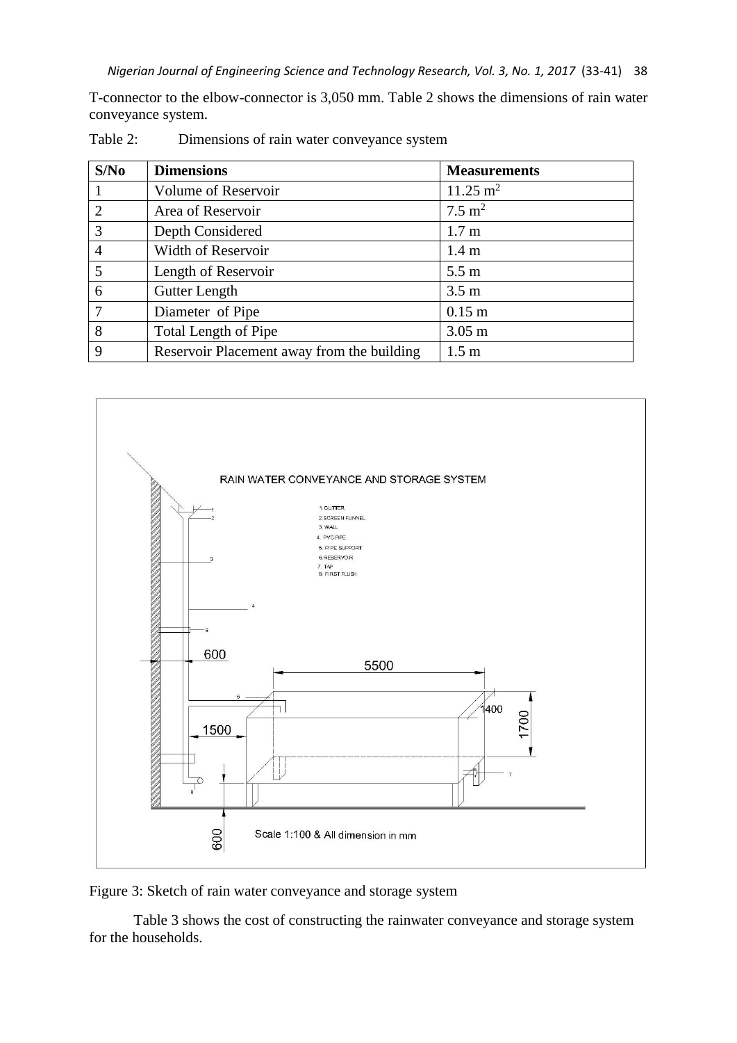T-connector to the elbow-connector is 3,050 mm. Table 2 shows the dimensions of rain water conveyance system.

Table 2: Dimensions of rain water conveyance system

| S/No | Dimensions | Measurements |
|---|---|---|
| 1 | Volume of Reservoir | $11.25\ m^2$ |
| 2 | Area of Reservoir | $7.5\ m^2$ |
| 3 | Depth Considered | 1.7 m |
| 4 | Width of Reservoir | 1.4 m |
| 5 | Length of Reservoir | 5.5 m |
| 6 | Gutter Length | 3.5 m |
| 7 | Diameter of Pipe | 0.15 m |
| 8 | Total Length of Pipe | 3.05 m |
| 9 | Reservoir Placement away from the building | 1.5 m |

Figure 3: Sketch of rain water conveyance and storage system

Table 3 shows the cost of constructing the rainwater conveyance and storage system for the households.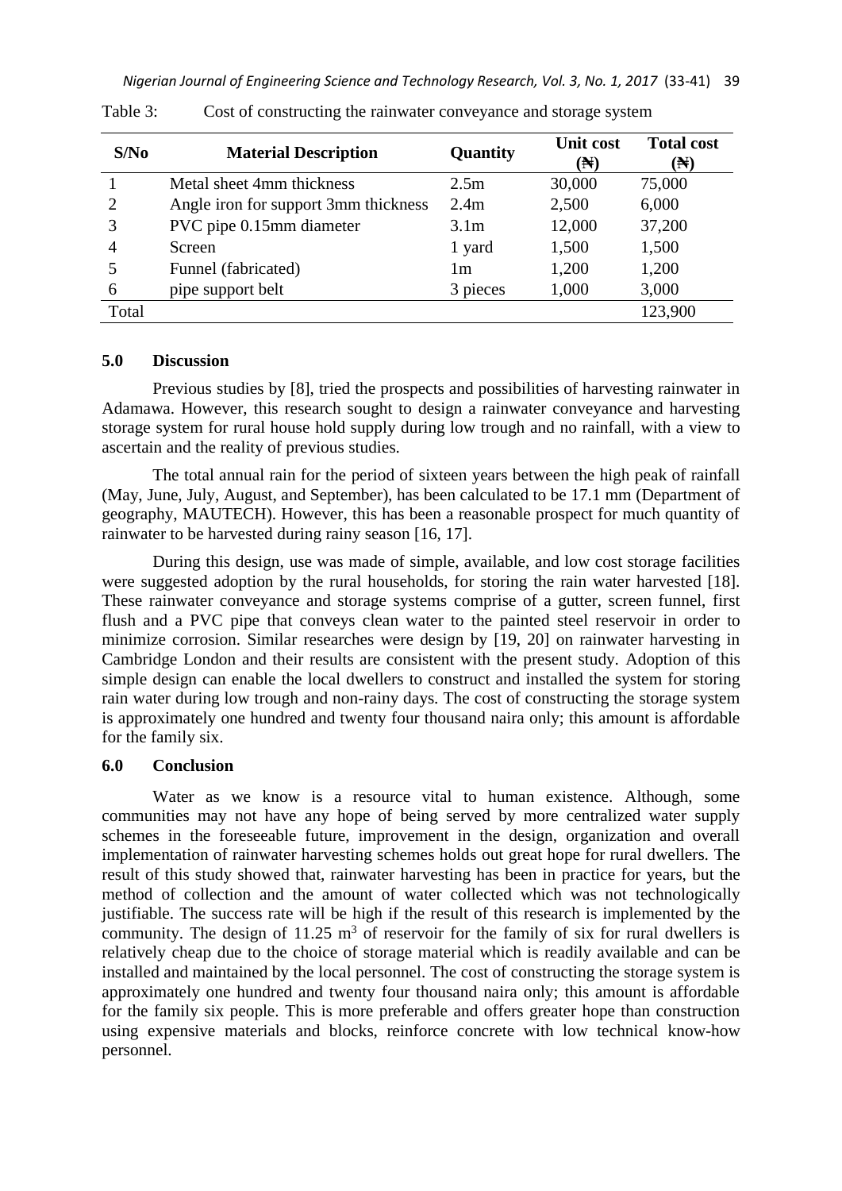Table 3: Cost of constructing the rainwater conveyance and storage system

| S/No | Material Description | Quantity | Unit cost (₦) | Total cost (₦) |
|---|---|---|---|---|
| 1 | Metal sheet 4mm thickness | 2.5m | 30,000 | 75,000 |
| 2 | Angle iron for support 3mm thickness | 2.4m | 2,500 | 6,000 |
| 3 | PVC pipe 0.15mm diameter | 3.1m | 12,000 | 37,200 |
| 4 | Screen | 1 yard | 1,500 | 1,500 |
| 5 | Funnel (fabricated) | 1m | 1,200 | 1,200 |
| 6 | pipe support belt | 3 pieces | 1,000 | 3,000 |
| Total | | | | 123,900 |

## 5.0 Discussion

Previous studies by [8], tried the prospects and possibilities of harvesting rainwater in Adamawa. However, this research sought to design a rainwater conveyance and harvesting storage system for rural house hold supply during low trough and no rainfall, with a view to ascertain and the reality of previous studies.

The total annual rain for the period of sixteen years between the high peak of rainfall (May, June, July, August, and September), has been calculated to be 17.1 mm (Department of geography, MAUTECH). However, this has been a reasonable prospect for much quantity of rainwater to be harvested during rainy season [16, 17].

During this design, use was made of simple, available, and low cost storage facilities were suggested adoption by the rural households, for storing the rain water harvested [18]. These rainwater conveyance and storage systems comprise of a gutter, screen funnel, first flush and a PVC pipe that conveys clean water to the painted steel reservoir in order to minimize corrosion. Similar researches were design by [19, 20] on rainwater harvesting in Cambridge London and their results are consistent with the present study. Adoption of this simple design can enable the local dwellers to construct and installed the system for storing rain water during low trough and non-rainy days. The cost of constructing the storage system is approximately one hundred and twenty four thousand naira only; this amount is affordable for the family six.

## 6.0 Conclusion

Water as we know is a resource vital to human existence. Although, some communities may not have any hope of being served by more centralized water supply schemes in the foreseeable future, improvement in the design, organization and overall implementation of rainwater harvesting schemes holds out great hope for rural dwellers. The result of this study showed that, rainwater harvesting has been in practice for years, but the method of collection and the amount of water collected which was not technologically justifiable. The success rate will be high if the result of this research is implemented by the community. The design of 11.25 $m^3$ of reservoir for the family of six for rural dwellers is relatively cheap due to the choice of storage material which is readily available and can be installed and maintained by the local personnel. The cost of constructing the storage system is approximately one hundred and twenty four thousand naira only; this amount is affordable for the family six people. This is more preferable and offers greater hope than construction using expensive materials and blocks, reinforce concrete with low technical know-how personnel.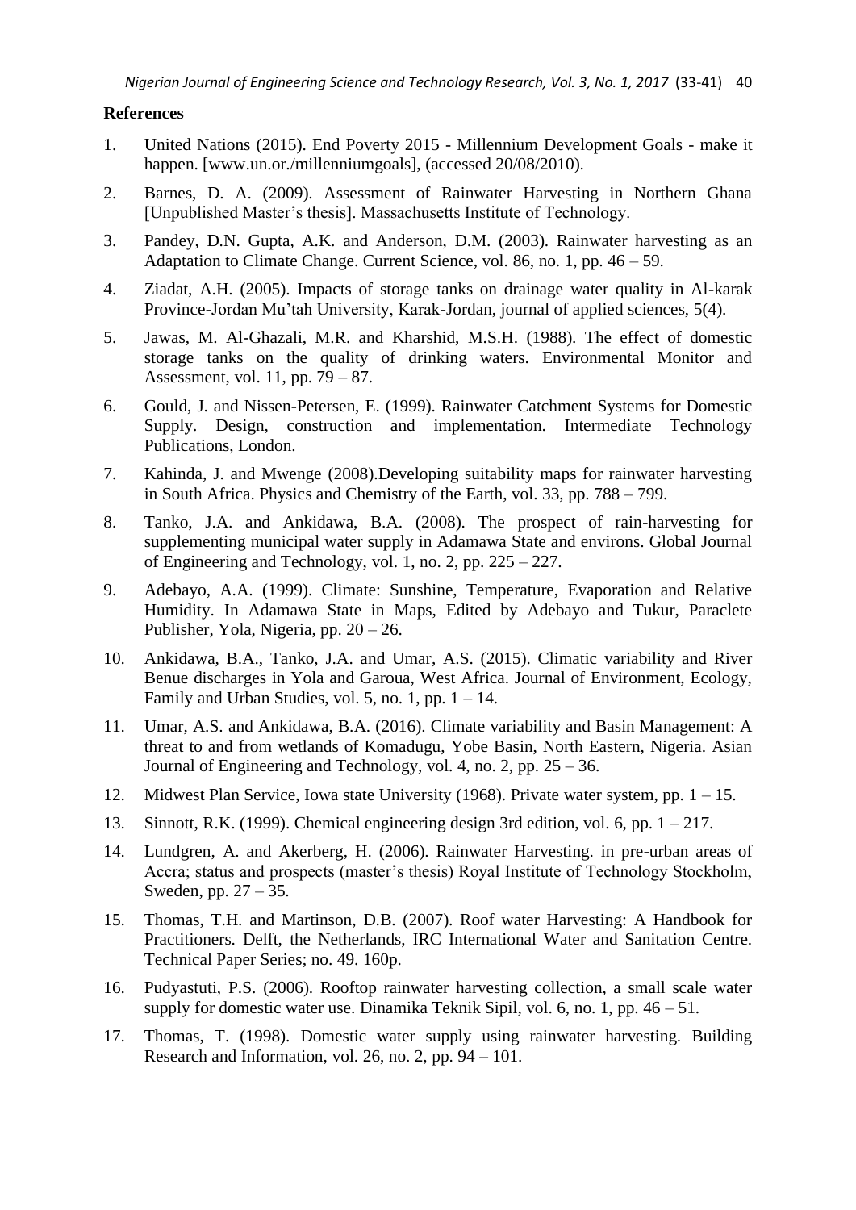## References

1. United Nations (2015). End Poverty 2015 - Millennium Development Goals - make it happen. [www.un.or./millenniumgoals], (accessed 20/08/2010).
2. Barnes, D. A. (2009). Assessment of Rainwater Harvesting in Northern Ghana [Unpublished Master's thesis]. Massachusetts Institute of Technology.
3. Pandey, D.N. Gupta, A.K. and Anderson, D.M. (2003). Rainwater harvesting as an Adaptation to Climate Change. Current Science, vol. 86, no. 1, pp. 46 – 59.
4. Ziadat, A.H. (2005). Impacts of storage tanks on drainage water quality in Al-karak Province-Jordan Mu'tah University, Karak-Jordan, journal of applied sciences, 5(4).
5. Jawas, M. Al-Ghazali, M.R. and Kharshid, M.S.H. (1988). The effect of domestic storage tanks on the quality of drinking waters. Environmental Monitor and Assessment, vol. 11, pp. 79 – 87.
6. Gould, J. and Nissen-Petersen, E. (1999). Rainwater Catchment Systems for Domestic Supply. Design, construction and implementation. Intermediate Technology Publications, London.
7. Kahinda, J. and Mwenge (2008).Developing suitability maps for rainwater harvesting in South Africa. Physics and Chemistry of the Earth, vol. 33, pp. 788 – 799.
8. Tanko, J.A. and Ankidawa, B.A. (2008). The prospect of rain-harvesting for supplementing municipal water supply in Adamawa State and environs. Global Journal of Engineering and Technology, vol. 1, no. 2, pp. 225 – 227.
9. Adebayo, A.A. (1999). Climate: Sunshine, Temperature, Evaporation and Relative Humidity. In Adamawa State in Maps, Edited by Adebayo and Tukur, Paraclete Publisher, Yola, Nigeria, pp. 20 – 26.
10. Ankidawa, B.A., Tanko, J.A. and Umar, A.S. (2015). Climatic variability and River Benue discharges in Yola and Garoua, West Africa. Journal of Environment, Ecology, Family and Urban Studies, vol. 5, no. 1, pp. 1 – 14.
11. Umar, A.S. and Ankidawa, B.A. (2016). Climate variability and Basin Management: A threat to and from wetlands of Komadugu, Yobe Basin, North Eastern, Nigeria. Asian Journal of Engineering and Technology, vol. 4, no. 2, pp. 25 – 36.
12. Midwest Plan Service, Iowa state University (1968). Private water system, pp. 1 – 15.
13. Sinnott, R.K. (1999). Chemical engineering design 3rd edition, vol. 6, pp. 1 – 217.
14. Lundgren, A. and Akerberg, H. (2006). Rainwater Harvesting. in pre-urban areas of Accra; status and prospects (master's thesis) Royal Institute of Technology Stockholm, Sweden, pp. 27 – 35.
15. Thomas, T.H. and Martinson, D.B. (2007). Roof water Harvesting: A Handbook for Practitioners. Delft, the Netherlands, IRC International Water and Sanitation Centre. Technical Paper Series; no. 49. 160p.
16. Pudyastuti, P.S. (2006). Rooftop rainwater harvesting collection, a small scale water supply for domestic water use. Dinamika Teknik Sipil, vol. 6, no. 1, pp. 46 – 51.
17. Thomas, T. (1998). Domestic water supply using rainwater harvesting. Building Research and Information, vol. 26, no. 2, pp. 94 – 101.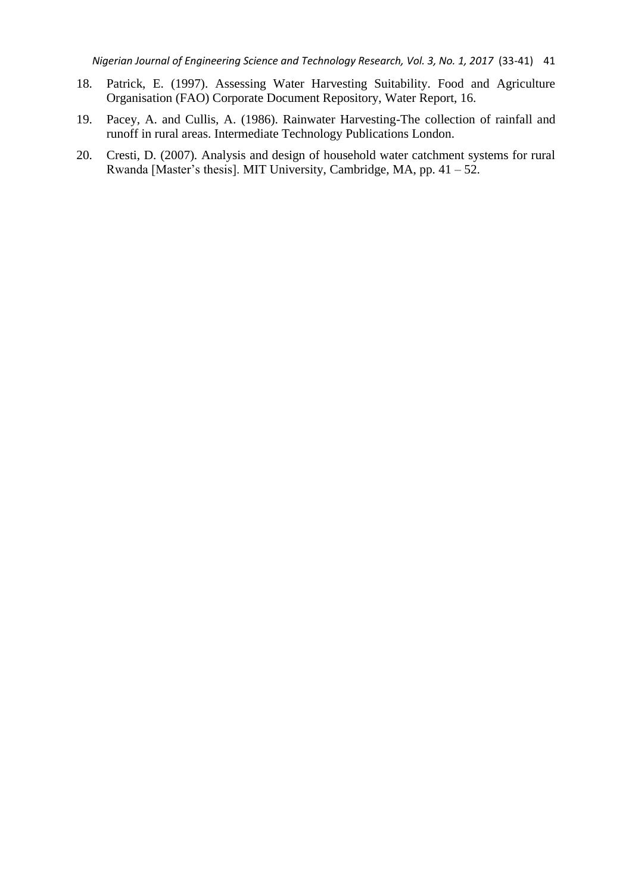18. Patrick, E. (1997). Assessing Water Harvesting Suitability. Food and Agriculture Organisation (FAO) Corporate Document Repository, Water Report, 16.
19. Pacey, A. and Cullis, A. (1986). Rainwater Harvesting-The collection of rainfall and runoff in rural areas. Intermediate Technology Publications London.
20. Cresti, D. (2007). Analysis and design of household water catchment systems for rural Rwanda [Master's thesis]. MIT University, Cambridge, MA, pp. 41 – 52.